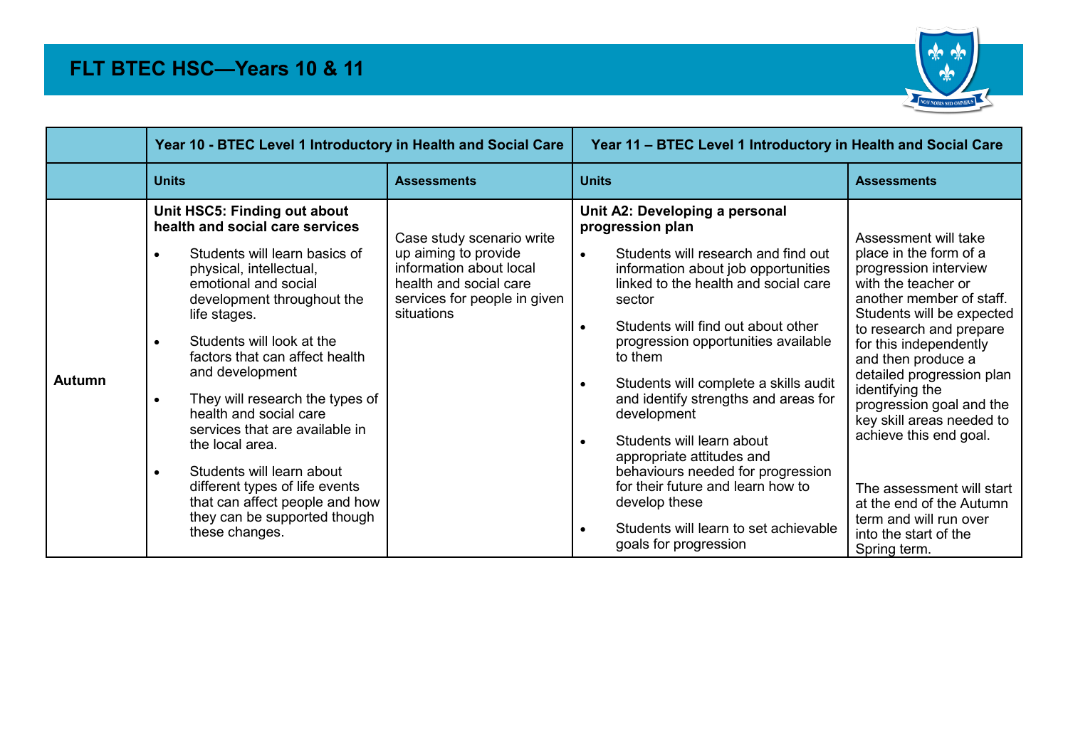# FLT BTEC HSC—Years 10 & 11

| | Year 10 - BTEC Level 1 Introductory in Health and Social Care | | Year 11 – BTEC Level 1 Introductory in Health and Social Care | |
|---|---|---|---|---|
| | **Units** | **Assessments** | **Units** | **Assessments** |
| **Autumn** | **Unit HSC5: Finding out about health and social care services**<br>• Students will learn basics of physical, intellectual, emotional and social development throughout the life stages.<br>• Students will look at the factors that can affect health and development<br>• They will research the types of health and social care services that are available in the local area.<br>• Students will learn about different types of life events that can affect people and how they can be supported though these changes. | Case study scenario write up aiming to provide information about local health and social care services for people in given situations | **Unit A2: Developing a personal progression plan**<br>• Students will research and find out information about job opportunities linked to the health and social care sector<br>• Students will find out about other progression opportunities available to them<br>• Students will complete a skills audit and identify strengths and areas for development<br>• Students will learn about appropriate attitudes and behaviours needed for progression for their future and learn how to develop these<br>• Students will learn to set achievable goals for progression | Assessment will take place in the form of a progression interview with the teacher or another member of staff. Students will be expected to research and prepare for this independently and then produce a detailed progression plan identifying the progression goal and the key skill areas needed to achieve this end goal.<br><br>The assessment will start at the end of the Autumn term and will run over into the start of the Spring term. |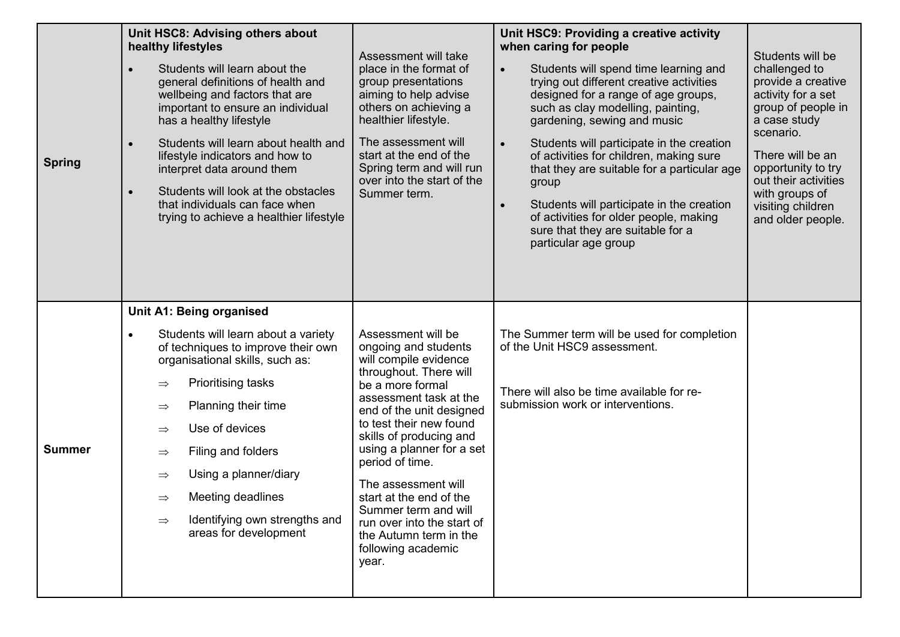| | | | | |
|---|---|---|---|---|
| **Spring** | **Unit HSC8: Advising others about healthy lifestyles**<br>• Students will learn about the general definitions of health and wellbeing and factors that are important to ensure an individual has a healthy lifestyle<br>• Students will learn about health and lifestyle indicators and how to interpret data around them<br>• Students will look at the obstacles that individuals can face when trying to achieve a healthier lifestyle | Assessment will take place in the format of group presentations aiming to help advise others on achieving a healthier lifestyle.<br>The assessment will start at the end of the Spring term and will run over into the start of the Summer term. | **Unit HSC9: Providing a creative activity when caring for people**<br>• Students will spend time learning and trying out different creative activities designed for a range of age groups, such as clay modelling, painting, gardening, sewing and music<br>• Students will participate in the creation of activities for children, making sure that they are suitable for a particular age group<br>• Students will participate in the creation of activities for older people, making sure that they are suitable for a particular age group | Students will be challenged to provide a creative activity for a set group of people in a case study scenario.<br>There will be an opportunity to try out their activities with groups of visiting children and older people. |
| **Summer** | **Unit A1: Being organised**<br>• Students will learn about a variety of techniques to improve their own organisational skills, such as:<br>⇒ Prioritising tasks<br>⇒ Planning their time<br>⇒ Use of devices<br>⇒ Filing and folders<br>⇒ Using a planner/diary<br>⇒ Meeting deadlines<br>⇒ Identifying own strengths and areas for development | Assessment will be ongoing and students will compile evidence throughout. There will be a more formal assessment task at the end of the unit designed to test their new found skills of producing and using a planner for a set period of time.<br>The assessment will start at the end of the Summer term and will run over into the start of the Autumn term in the following academic year. | The Summer term will be used for completion of the Unit HSC9 assessment.<br>There will also be time available for re-submission work or interventions. | |